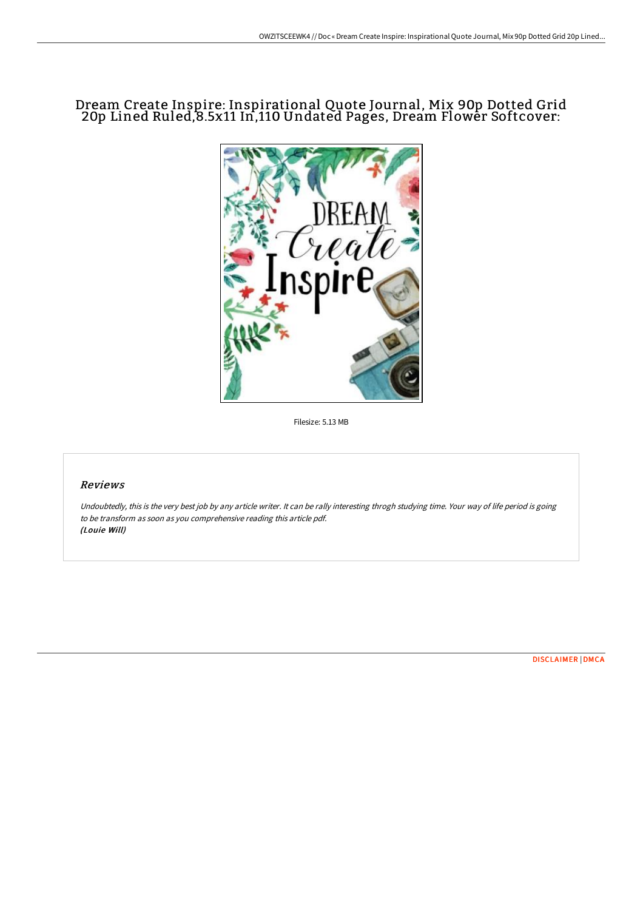# Dream Create Inspire: Inspirational Quote Journal, Mix 90p Dotted Grid 20p Lined Ruled,8.5x11 In,110 Undated Pages, Dream Flower Softcover:

Filesize: 5.13 MB

## Reviews

*Undoubtedly, this is the very best job by any article writer. It can be rally interesting throgh studying time. Your way of life period is going to be transform as soon as you comprehensive reading this article pdf.*
***(Louie Will)***

DISCLAIMER | DMCA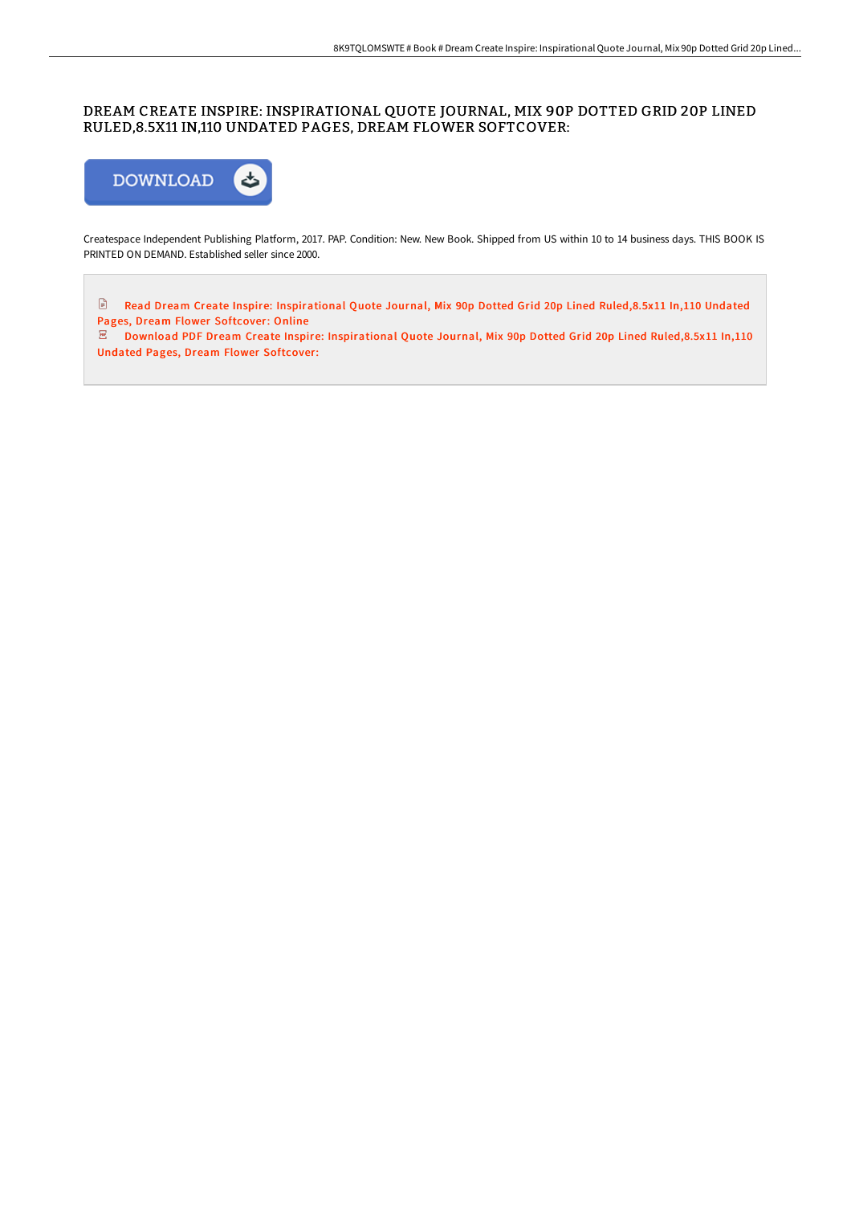# DREAM CREATE INSPIRE: INSPIRATIONAL QUOTE JOURNAL, MIX 90P DOTTED GRID 20P LINED RULED,8.5X11 IN,110 UNDATED PAGES, DREAM FLOWER SOFTCOVER:

DOWNLOAD

Createspace Independent Publishing Platform, 2017. PAP. Condition: New. New Book. Shipped from US within 10 to 14 business days. THIS BOOK IS PRINTED ON DEMAND. Established seller since 2000.

Read Dream Create Inspire: Inspirational Quote Journal, Mix 90p Dotted Grid 20p Lined Ruled,8.5x11 In,110 Undated Pages, Dream Flower Softcover: Online

Download PDF Dream Create Inspire: Inspirational Quote Journal, Mix 90p Dotted Grid 20p Lined Ruled,8.5x11 In,110 Undated Pages, Dream Flower Softcover: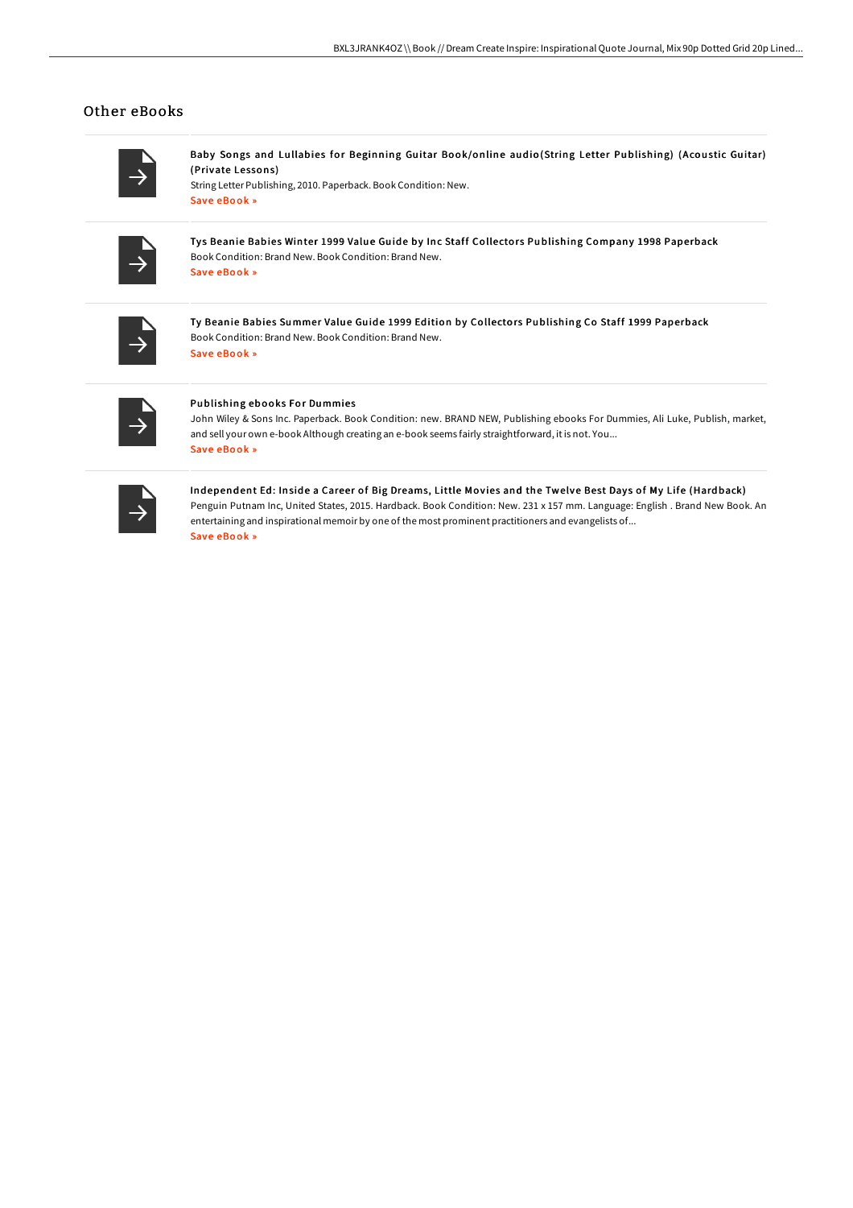## Other eBooks

**Baby Songs and Lullabies for Beginning Guitar Book/online audio(String Letter Publishing) (Acoustic Guitar) (Private Lessons)**
String Letter Publishing, 2010. Paperback. Book Condition: New.
Save eBook »

**Tys Beanie Babies Winter 1999 Value Guide by Inc Staff Collectors Publishing Company 1998 Paperback**
Book Condition: Brand New. Book Condition: Brand New.
Save eBook »

**Ty Beanie Babies Summer Value Guide 1999 Edition by Collectors Publishing Co Staff 1999 Paperback**
Book Condition: Brand New. Book Condition: Brand New.
Save eBook »

**Publishing ebooks For Dummies**
John Wiley & Sons Inc. Paperback. Book Condition: new. BRAND NEW, Publishing ebooks For Dummies, Ali Luke, Publish, market, and sell your own e-book Although creating an e-book seems fairly straightforward, it is not. You...
Save eBook »

**Independent Ed: Inside a Career of Big Dreams, Little Movies and the Twelve Best Days of My Life (Hardback)**
Penguin Putnam Inc, United States, 2015. Hardback. Book Condition: New. 231 x 157 mm. Language: English . Brand New Book. An entertaining and inspirational memoir by one of the most prominent practitioners and evangelists of...
Save eBook »